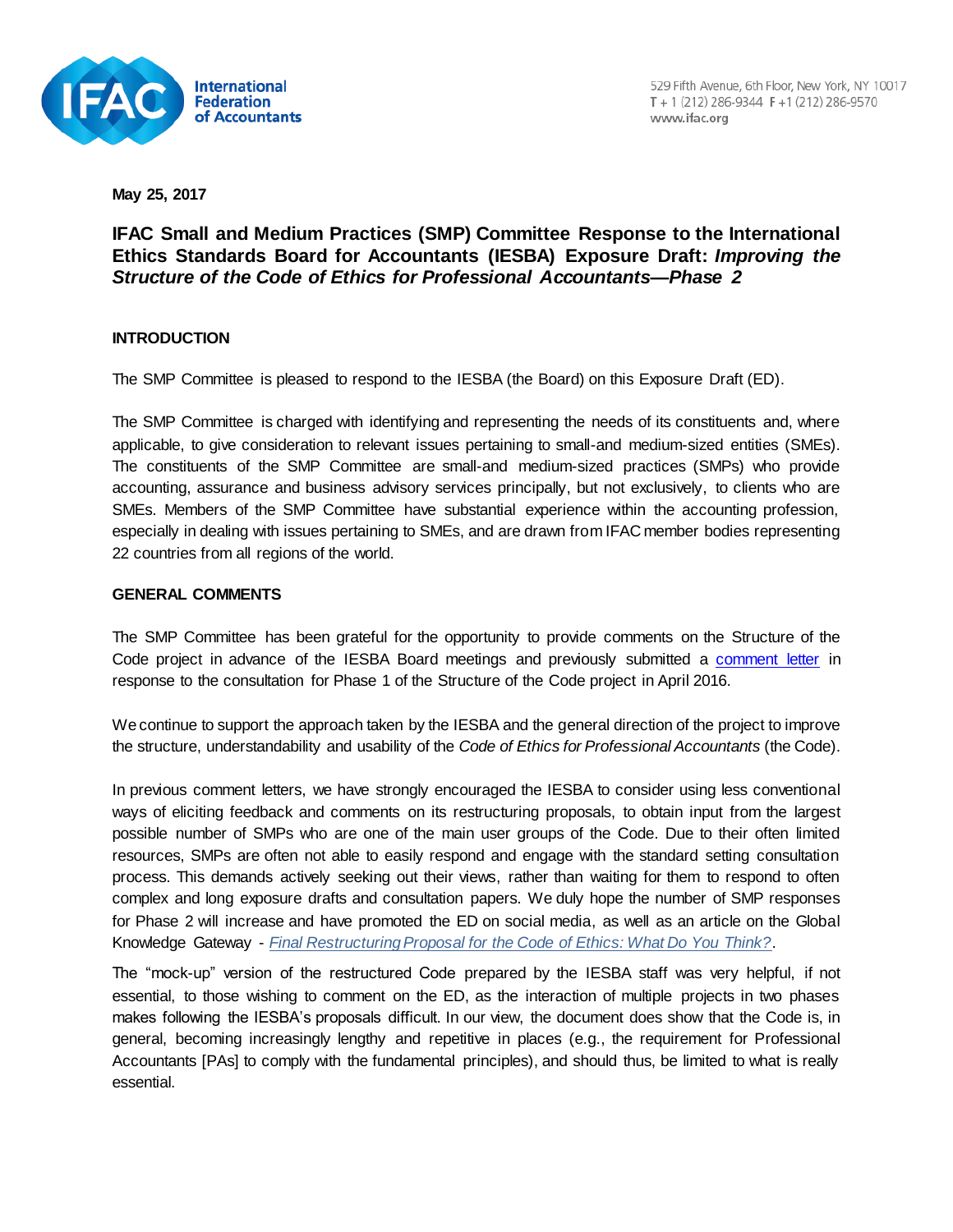**May 25, 2017**

# IFAC Small and Medium Practices (SMP) Committee Response to the International Ethics Standards Board for Accountants (IESBA) Exposure Draft: *Improving the Structure of the Code of Ethics for Professional Accountants—Phase 2*

## INTRODUCTION

The SMP Committee is pleased to respond to the IESBA (the Board) on this Exposure Draft (ED).

The SMP Committee is charged with identifying and representing the needs of its constituents and, where applicable, to give consideration to relevant issues pertaining to small-and medium-sized entities (SMEs). The constituents of the SMP Committee are small-and medium-sized practices (SMPs) who provide accounting, assurance and business advisory services principally, but not exclusively, to clients who are SMEs. Members of the SMP Committee have substantial experience within the accounting profession, especially in dealing with issues pertaining to SMEs, and are drawn from IFAC member bodies representing 22 countries from all regions of the world.

## GENERAL COMMENTS

The SMP Committee has been grateful for the opportunity to provide comments on the Structure of the Code project in advance of the IESBA Board meetings and previously submitted a comment letter in response to the consultation for Phase 1 of the Structure of the Code project in April 2016.

We continue to support the approach taken by the IESBA and the general direction of the project to improve the structure, understandability and usability of the *Code of Ethics for Professional Accountants* (the Code).

In previous comment letters, we have strongly encouraged the IESBA to consider using less conventional ways of eliciting feedback and comments on its restructuring proposals, to obtain input from the largest possible number of SMPs who are one of the main user groups of the Code. Due to their often limited resources, SMPs are often not able to easily respond and engage with the standard setting consultation process. This demands actively seeking out their views, rather than waiting for them to respond to often complex and long exposure drafts and consultation papers. We duly hope the number of SMP responses for Phase 2 will increase and have promoted the ED on social media, as well as an article on the Global Knowledge Gateway - *Final Restructuring Proposal for the Code of Ethics: What Do You Think?*.

The "mock-up" version of the restructured Code prepared by the IESBA staff was very helpful, if not essential, to those wishing to comment on the ED, as the interaction of multiple projects in two phases makes following the IESBA's proposals difficult. In our view, the document does show that the Code is, in general, becoming increasingly lengthy and repetitive in places (e.g., the requirement for Professional Accountants [PAs] to comply with the fundamental principles), and should thus, be limited to what is really essential.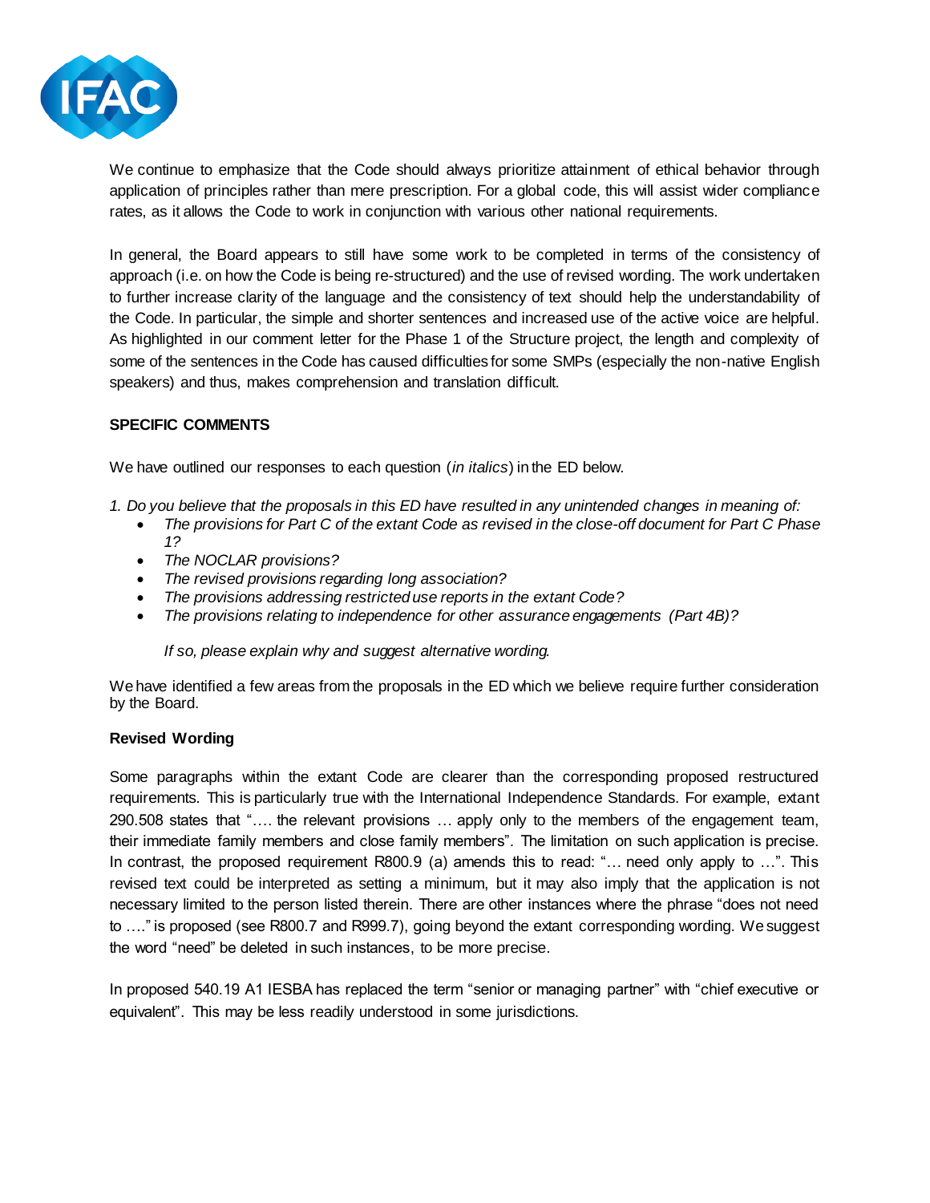We continue to emphasize that the Code should always prioritize attainment of ethical behavior through application of principles rather than mere prescription. For a global code, this will assist wider compliance rates, as it allows the Code to work in conjunction with various other national requirements.

In general, the Board appears to still have some work to be completed in terms of the consistency of approach (i.e. on how the Code is being re-structured) and the use of revised wording. The work undertaken to further increase clarity of the language and the consistency of text should help the understandability of the Code. In particular, the simple and shorter sentences and increased use of the active voice are helpful. As highlighted in our comment letter for the Phase 1 of the Structure project, the length and complexity of some of the sentences in the Code has caused difficulties for some SMPs (especially the non-native English speakers) and thus, makes comprehension and translation difficult.

**SPECIFIC COMMENTS**

We have outlined our responses to each question (*in italics*) in the ED below.

*1. Do you believe that the proposals in this ED have resulted in any unintended changes in meaning of:*

- *The provisions for Part C of the extant Code as revised in the close-off document for Part C Phase 1?*
- *The NOCLAR provisions?*
- *The revised provisions regarding long association?*
- *The provisions addressing restricted use reports in the extant Code?*
- *The provisions relating to independence for other assurance engagements (Part 4B)?*

*If so, please explain why and suggest alternative wording.*

We have identified a few areas from the proposals in the ED which we believe require further consideration by the Board.

**Revised Wording**

Some paragraphs within the extant Code are clearer than the corresponding proposed restructured requirements. This is particularly true with the International Independence Standards. For example, extant 290.508 states that "…. the relevant provisions … apply only to the members of the engagement team, their immediate family members and close family members". The limitation on such application is precise. In contrast, the proposed requirement R800.9 (a) amends this to read: "… need only apply to …". This revised text could be interpreted as setting a minimum, but it may also imply that the application is not necessary limited to the person listed therein. There are other instances where the phrase "does not need to …." is proposed (see R800.7 and R999.7), going beyond the extant corresponding wording. We suggest the word "need" be deleted in such instances, to be more precise.

In proposed 540.19 A1 IESBA has replaced the term "senior or managing partner" with "chief executive or equivalent". This may be less readily understood in some jurisdictions.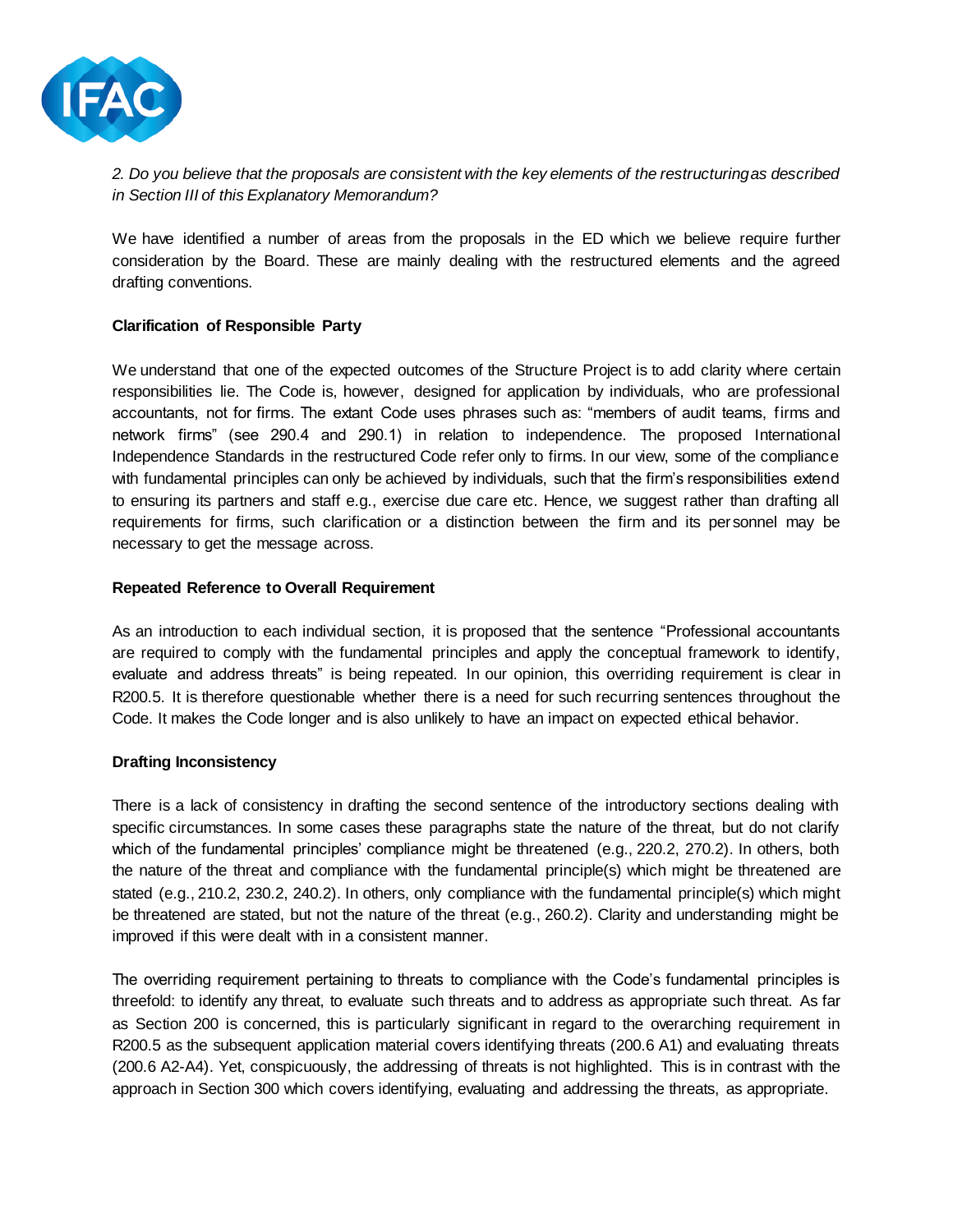*2. Do you believe that the proposals are consistent with the key elements of the restructuring as described in Section III of this Explanatory Memorandum?*

We have identified a number of areas from the proposals in the ED which we believe require further consideration by the Board. These are mainly dealing with the restructured elements and the agreed drafting conventions.

**Clarification of Responsible Party**

We understand that one of the expected outcomes of the Structure Project is to add clarity where certain responsibilities lie. The Code is, however, designed for application by individuals, who are professional accountants, not for firms. The extant Code uses phrases such as: "members of audit teams, firms and network firms" (see 290.4 and 290.1) in relation to independence. The proposed International Independence Standards in the restructured Code refer only to firms. In our view, some of the compliance with fundamental principles can only be achieved by individuals, such that the firm's responsibilities extend to ensuring its partners and staff e.g., exercise due care etc. Hence, we suggest rather than drafting all requirements for firms, such clarification or a distinction between the firm and its personnel may be necessary to get the message across.

**Repeated Reference to Overall Requirement**

As an introduction to each individual section, it is proposed that the sentence "Professional accountants are required to comply with the fundamental principles and apply the conceptual framework to identify, evaluate and address threats" is being repeated. In our opinion, this overriding requirement is clear in R200.5. It is therefore questionable whether there is a need for such recurring sentences throughout the Code. It makes the Code longer and is also unlikely to have an impact on expected ethical behavior.

**Drafting Inconsistency**

There is a lack of consistency in drafting the second sentence of the introductory sections dealing with specific circumstances. In some cases these paragraphs state the nature of the threat, but do not clarify which of the fundamental principles' compliance might be threatened (e.g., 220.2, 270.2). In others, both the nature of the threat and compliance with the fundamental principle(s) which might be threatened are stated (e.g., 210.2, 230.2, 240.2). In others, only compliance with the fundamental principle(s) which might be threatened are stated, but not the nature of the threat (e.g., 260.2). Clarity and understanding might be improved if this were dealt with in a consistent manner.

The overriding requirement pertaining to threats to compliance with the Code's fundamental principles is threefold: to identify any threat, to evaluate such threats and to address as appropriate such threat. As far as Section 200 is concerned, this is particularly significant in regard to the overarching requirement in R200.5 as the subsequent application material covers identifying threats (200.6 A1) and evaluating threats (200.6 A2-A4). Yet, conspicuously, the addressing of threats is not highlighted. This is in contrast with the approach in Section 300 which covers identifying, evaluating and addressing the threats, as appropriate.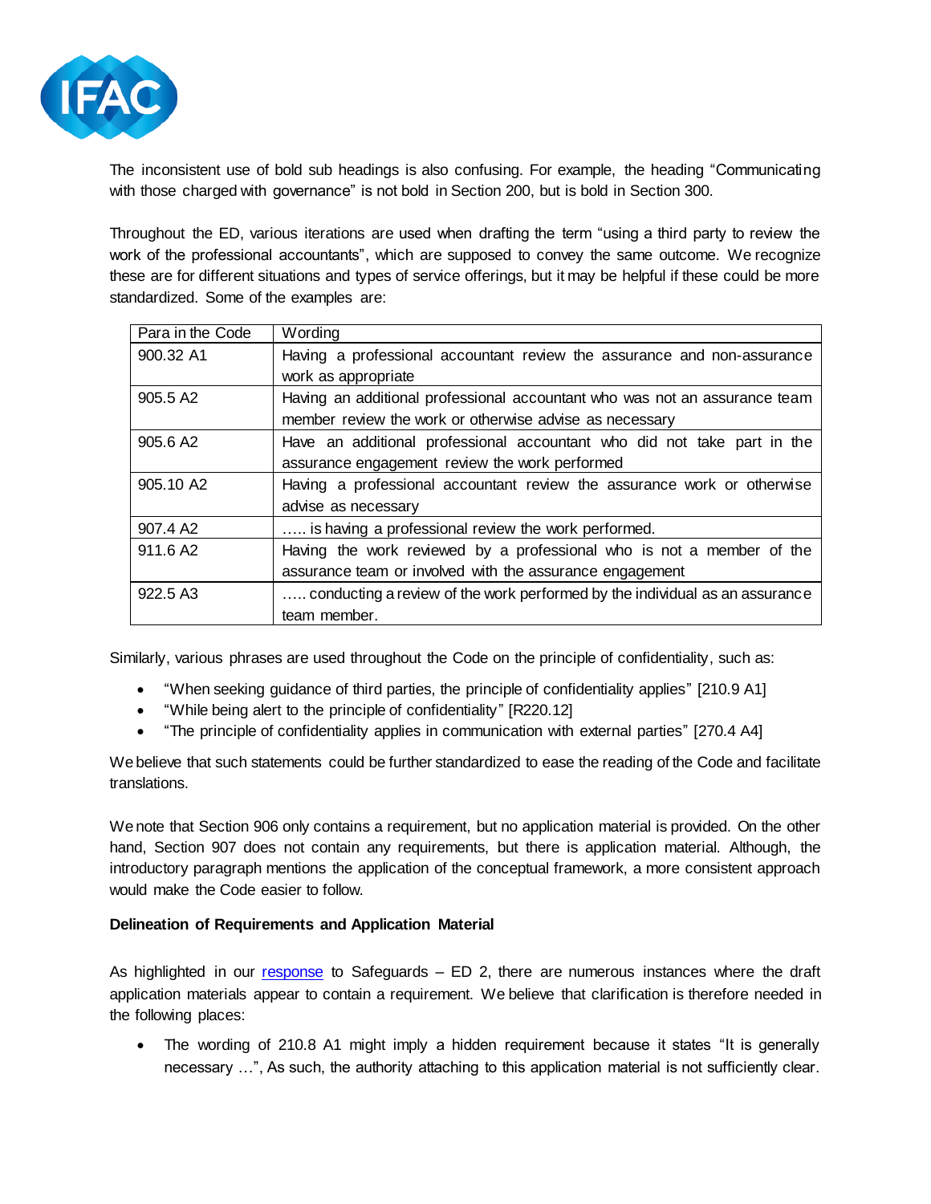The inconsistent use of bold sub headings is also confusing. For example, the heading "Communicating with those charged with governance" is not bold in Section 200, but is bold in Section 300.

Throughout the ED, various iterations are used when drafting the term "using a third party to review the work of the professional accountants", which are supposed to convey the same outcome. We recognize these are for different situations and types of service offerings, but it may be helpful if these could be more standardized. Some of the examples are:

| Para in the Code | Wording |
|---|---|
| 900.32 A1 | Having a professional accountant review the assurance and non-assurance work as appropriate |
| 905.5 A2 | Having an additional professional accountant who was not an assurance team member review the work or otherwise advise as necessary |
| 905.6 A2 | Have an additional professional accountant who did not take part in the assurance engagement review the work performed |
| 905.10 A2 | Having a professional accountant review the assurance work or otherwise advise as necessary |
| 907.4 A2 | ….. is having a professional review the work performed. |
| 911.6 A2 | Having the work reviewed by a professional who is not a member of the assurance team or involved with the assurance engagement |
| 922.5 A3 | ….. conducting a review of the work performed by the individual as an assurance team member. |

Similarly, various phrases are used throughout the Code on the principle of confidentiality, such as:

- "When seeking guidance of third parties, the principle of confidentiality applies" [210.9 A1]
- "While being alert to the principle of confidentiality" [R220.12]
- "The principle of confidentiality applies in communication with external parties" [270.4 A4]

We believe that such statements could be further standardized to ease the reading of the Code and facilitate translations.

We note that Section 906 only contains a requirement, but no application material is provided. On the other hand, Section 907 does not contain any requirements, but there is application material. Although, the introductory paragraph mentions the application of the conceptual framework, a more consistent approach would make the Code easier to follow.

**Delineation of Requirements and Application Material**

As highlighted in our response to Safeguards – ED 2, there are numerous instances where the draft application materials appear to contain a requirement. We believe that clarification is therefore needed in the following places:

- The wording of 210.8 A1 might imply a hidden requirement because it states "It is generally necessary …", As such, the authority attaching to this application material is not sufficiently clear.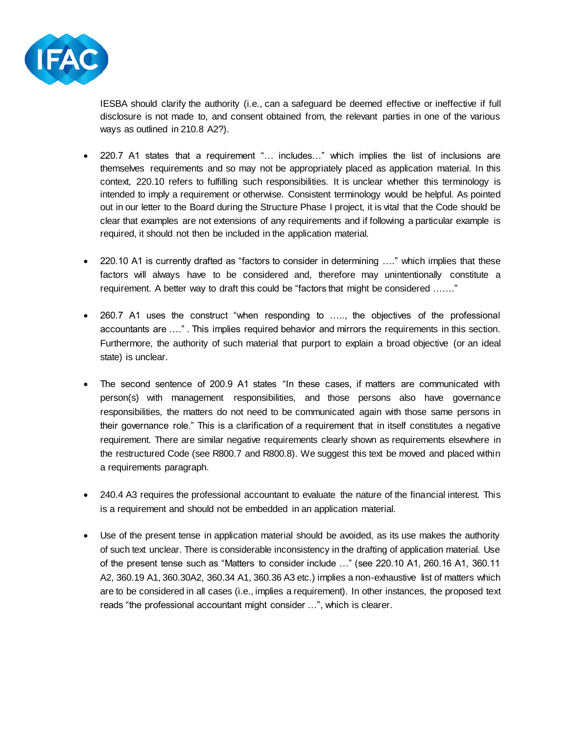IESBA should clarify the authority (i.e., can a safeguard be deemed effective or ineffective if full disclosure is not made to, and consent obtained from, the relevant parties in one of the various ways as outlined in 210.8 A2?).

- 220.7 A1 states that a requirement "… includes…" which implies the list of inclusions are themselves requirements and so may not be appropriately placed as application material. In this context, 220.10 refers to fulfilling such responsibilities. It is unclear whether this terminology is intended to imply a requirement or otherwise. Consistent terminology would be helpful. As pointed out in our letter to the Board during the Structure Phase I project, it is vital that the Code should be clear that examples are not extensions of any requirements and if following a particular example is required, it should not then be included in the application material.

- 220.10 A1 is currently drafted as "factors to consider in determining …." which implies that these factors will always have to be considered and, therefore may unintentionally constitute a requirement. A better way to draft this could be "factors that might be considered ……."

- 260.7 A1 uses the construct "when responding to ….., the objectives of the professional accountants are …." . This implies required behavior and mirrors the requirements in this section. Furthermore, the authority of such material that purport to explain a broad objective (or an ideal state) is unclear.

- The second sentence of 200.9 A1 states "In these cases, if matters are communicated with person(s) with management responsibilities, and those persons also have governance responsibilities, the matters do not need to be communicated again with those same persons in their governance role." This is a clarification of a requirement that in itself constitutes a negative requirement. There are similar negative requirements clearly shown as requirements elsewhere in the restructured Code (see R800.7 and R800.8). We suggest this text be moved and placed within a requirements paragraph.

- 240.4 A3 requires the professional accountant to evaluate the nature of the financial interest. This is a requirement and should not be embedded in an application material.

- Use of the present tense in application material should be avoided, as its use makes the authority of such text unclear. There is considerable inconsistency in the drafting of application material. Use of the present tense such as "Matters to consider include …" (see 220.10 A1, 260.16 A1, 360.11 A2, 360.19 A1, 360.30A2, 360.34 A1, 360.36 A3 etc.) implies a non-exhaustive list of matters which are to be considered in all cases (i.e., implies a requirement). In other instances, the proposed text reads "the professional accountant might consider …", which is clearer.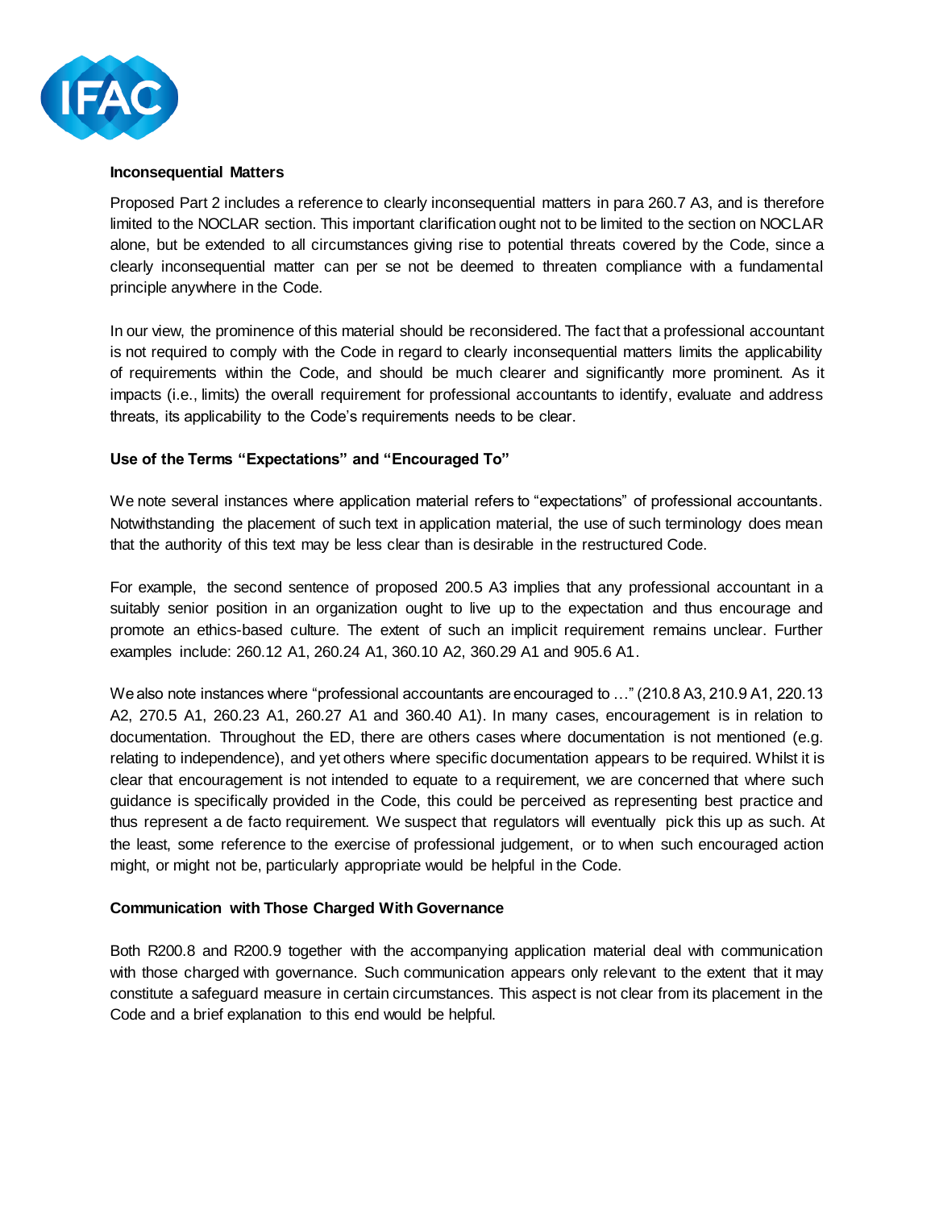**Inconsequential Matters**

Proposed Part 2 includes a reference to clearly inconsequential matters in para 260.7 A3, and is therefore limited to the NOCLAR section. This important clarification ought not to be limited to the section on NOCLAR alone, but be extended to all circumstances giving rise to potential threats covered by the Code, since a clearly inconsequential matter can per se not be deemed to threaten compliance with a fundamental principle anywhere in the Code.

In our view, the prominence of this material should be reconsidered. The fact that a professional accountant is not required to comply with the Code in regard to clearly inconsequential matters limits the applicability of requirements within the Code, and should be much clearer and significantly more prominent. As it impacts (i.e., limits) the overall requirement for professional accountants to identify, evaluate and address threats, its applicability to the Code's requirements needs to be clear.

**Use of the Terms "Expectations" and "Encouraged To"**

We note several instances where application material refers to "expectations" of professional accountants. Notwithstanding the placement of such text in application material, the use of such terminology does mean that the authority of this text may be less clear than is desirable in the restructured Code.

For example, the second sentence of proposed 200.5 A3 implies that any professional accountant in a suitably senior position in an organization ought to live up to the expectation and thus encourage and promote an ethics-based culture. The extent of such an implicit requirement remains unclear. Further examples include: 260.12 A1, 260.24 A1, 360.10 A2, 360.29 A1 and 905.6 A1.

We also note instances where "professional accountants are encouraged to …" (210.8 A3, 210.9 A1, 220.13 A2, 270.5 A1, 260.23 A1, 260.27 A1 and 360.40 A1). In many cases, encouragement is in relation to documentation. Throughout the ED, there are others cases where documentation is not mentioned (e.g. relating to independence), and yet others where specific documentation appears to be required. Whilst it is clear that encouragement is not intended to equate to a requirement, we are concerned that where such guidance is specifically provided in the Code, this could be perceived as representing best practice and thus represent a de facto requirement. We suspect that regulators will eventually pick this up as such. At the least, some reference to the exercise of professional judgement, or to when such encouraged action might, or might not be, particularly appropriate would be helpful in the Code.

**Communication with Those Charged With Governance**

Both R200.8 and R200.9 together with the accompanying application material deal with communication with those charged with governance. Such communication appears only relevant to the extent that it may constitute a safeguard measure in certain circumstances. This aspect is not clear from its placement in the Code and a brief explanation to this end would be helpful.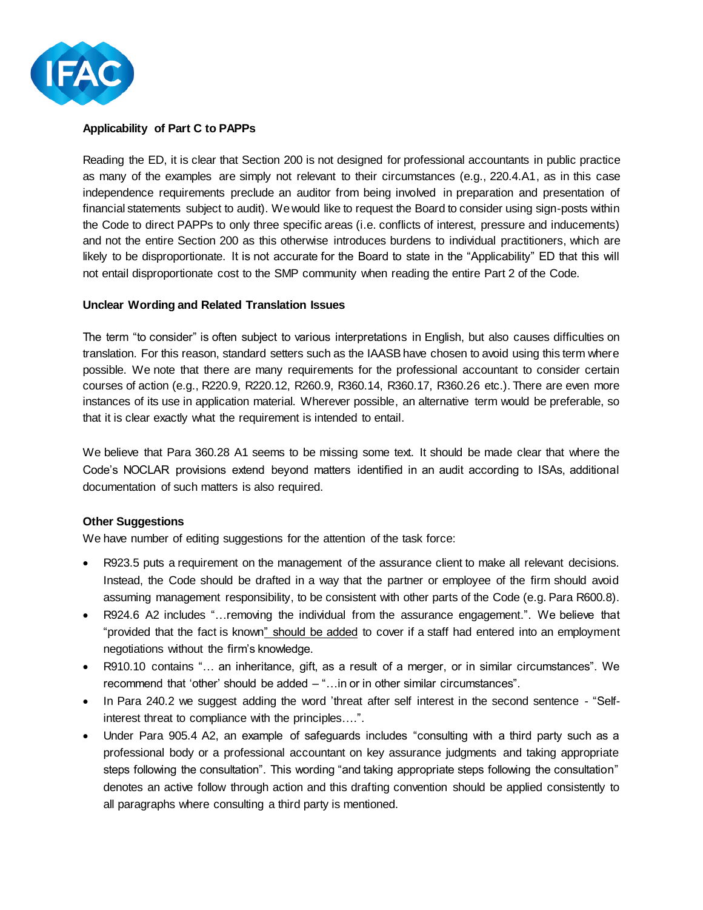**Applicability of Part C to PAPPs**

Reading the ED, it is clear that Section 200 is not designed for professional accountants in public practice as many of the examples are simply not relevant to their circumstances (e.g., 220.4.A1, as in this case independence requirements preclude an auditor from being involved in preparation and presentation of financial statements subject to audit). We would like to request the Board to consider using sign-posts within the Code to direct PAPPs to only three specific areas (i.e. conflicts of interest, pressure and inducements) and not the entire Section 200 as this otherwise introduces burdens to individual practitioners, which are likely to be disproportionate. It is not accurate for the Board to state in the "Applicability" ED that this will not entail disproportionate cost to the SMP community when reading the entire Part 2 of the Code.

**Unclear Wording and Related Translation Issues**

The term "to consider" is often subject to various interpretations in English, but also causes difficulties on translation. For this reason, standard setters such as the IAASB have chosen to avoid using this term where possible. We note that there are many requirements for the professional accountant to consider certain courses of action (e.g., R220.9, R220.12, R260.9, R360.14, R360.17, R360.26 etc.). There are even more instances of its use in application material. Wherever possible, an alternative term would be preferable, so that it is clear exactly what the requirement is intended to entail.

We believe that Para 360.28 A1 seems to be missing some text. It should be made clear that where the Code's NOCLAR provisions extend beyond matters identified in an audit according to ISAs, additional documentation of such matters is also required.

**Other Suggestions**

We have number of editing suggestions for the attention of the task force:

- R923.5 puts a requirement on the management of the assurance client to make all relevant decisions. Instead, the Code should be drafted in a way that the partner or employee of the firm should avoid assuming management responsibility, to be consistent with other parts of the Code (e.g. Para R600.8).
- R924.6 A2 includes "…removing the individual from the assurance engagement.". We believe that "provided that the fact is known" should be added to cover if a staff had entered into an employment negotiations without the firm's knowledge.
- R910.10 contains "… an inheritance, gift, as a result of a merger, or in similar circumstances". We recommend that 'other' should be added – "…in or in other similar circumstances".
- In Para 240.2 we suggest adding the word 'threat after self interest in the second sentence - "Self-interest threat to compliance with the principles….".
- Under Para 905.4 A2, an example of safeguards includes "consulting with a third party such as a professional body or a professional accountant on key assurance judgments and taking appropriate steps following the consultation". This wording "and taking appropriate steps following the consultation" denotes an active follow through action and this drafting convention should be applied consistently to all paragraphs where consulting a third party is mentioned.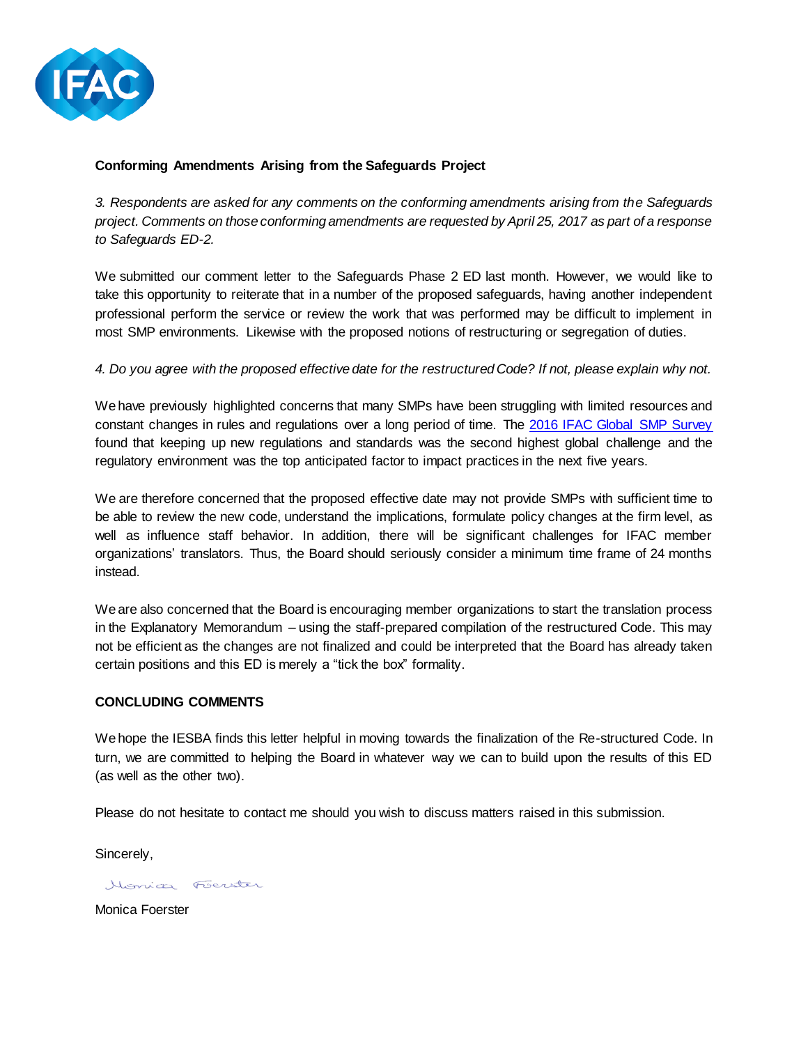**Conforming Amendments Arising from the Safeguards Project**

*3. Respondents are asked for any comments on the conforming amendments arising from the Safeguards project. Comments on those conforming amendments are requested by April 25, 2017 as part of a response to Safeguards ED-2.*

We submitted our comment letter to the Safeguards Phase 2 ED last month. However, we would like to take this opportunity to reiterate that in a number of the proposed safeguards, having another independent professional perform the service or review the work that was performed may be difficult to implement in most SMP environments. Likewise with the proposed notions of restructuring or segregation of duties.

*4. Do you agree with the proposed effective date for the restructured Code? If not, please explain why not.*

We have previously highlighted concerns that many SMPs have been struggling with limited resources and constant changes in rules and regulations over a long period of time. The [2016 IFAC Global SMP Survey](2016 IFAC Global SMP Survey) found that keeping up new regulations and standards was the second highest global challenge and the regulatory environment was the top anticipated factor to impact practices in the next five years.

We are therefore concerned that the proposed effective date may not provide SMPs with sufficient time to be able to review the new code, understand the implications, formulate policy changes at the firm level, as well as influence staff behavior. In addition, there will be significant challenges for IFAC member organizations' translators. Thus, the Board should seriously consider a minimum time frame of 24 months instead.

We are also concerned that the Board is encouraging member organizations to start the translation process in the Explanatory Memorandum – using the staff-prepared compilation of the restructured Code. This may not be efficient as the changes are not finalized and could be interpreted that the Board has already taken certain positions and this ED is merely a "tick the box" formality.

**CONCLUDING COMMENTS**

We hope the IESBA finds this letter helpful in moving towards the finalization of the Re-structured Code. In turn, we are committed to helping the Board in whatever way we can to build upon the results of this ED (as well as the other two).

Please do not hesitate to contact me should you wish to discuss matters raised in this submission.

Sincerely,

Monica Foerster